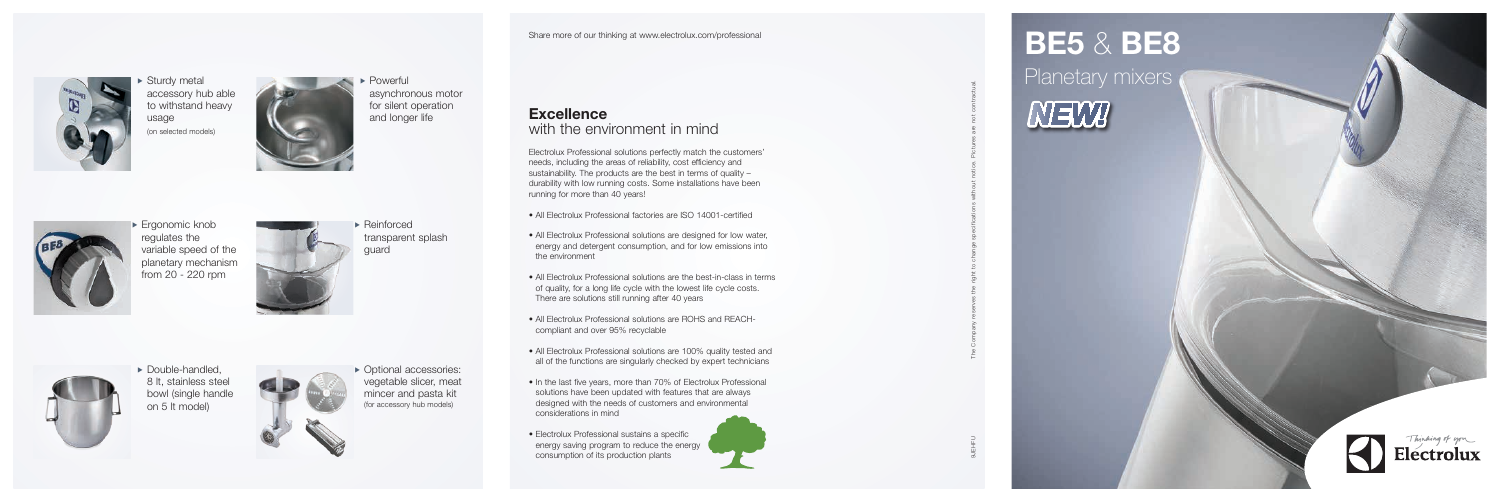# BE5 & BE8

## Planetary mixers

NEW!

- Sturdy metal accessory hub able to withstand heavy usage (on selected models)
- Powerful asynchronous motor for silent operation and longer life
- Ergonomic knob regulates the variable speed of the planetary mechanism from 20 - 220 rpm
- Reinforced transparent splash guard
- Double-handled, 8 lt, stainless steel bowl (single handle on 5 lt model)
- Optional accessories: vegetable slicer, meat mincer and pasta kit (for accessory hub models)

Share more of our thinking at www.electrolux.com/professional

## Excellence with the environment in mind

Electrolux Professional solutions perfectly match the customers' needs, including the areas of reliability, cost efficiency and sustainability. The products are the best in terms of quality – durability with low running costs. Some installations have been running for more than 40 years!

- All Electrolux Professional factories are ISO 14001-certified
- All Electrolux Professional solutions are designed for low water, energy and detergent consumption, and for low emissions into the environment
- All Electrolux Professional solutions are the best-in-class in terms of quality, for a long life cycle with the lowest life cycle costs. There are solutions still running after 40 years
- All Electrolux Professional solutions are ROHS and REACH-compliant and over 95% recyclable
- All Electrolux Professional solutions are 100% quality tested and all of the functions are singularly checked by expert technicians
- In the last five years, more than 70% of Electrolux Professional solutions have been updated with features that are always designed with the needs of customers and environmental considerations in mind
- Electrolux Professional sustains a specific energy saving program to reduce the energy consumption of its production plants

The Company reserves the right to change specifications without notice. Pictures are not contractual.

9JEHFU

Thinking of you
Electrolux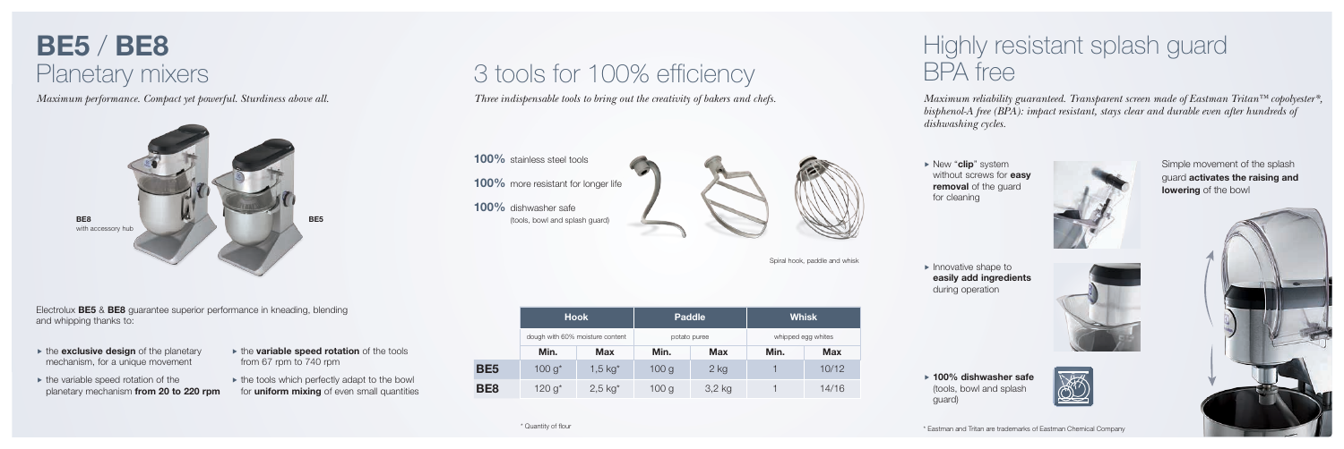# BE5 / BE8
## Planetary mixers

*Maximum performance. Compact yet powerful. Sturdiness above all.*

BE8 with accessory hub

BE5

Electrolux **BE5** & **BE8** guarantee superior performance in kneading, blending and whipping thanks to:

- the **exclusive design** of the planetary mechanism, for a unique movement
- the variable speed rotation of the planetary mechanism **from 20 to 220 rpm**
- the **variable speed rotation** of the tools from 67 rpm to 740 rpm
- the tools which perfectly adapt to the bowl for **uniform mixing** of even small quantities

# 3 tools for 100% efficiency

*Three indispensable tools to bring out the creativity of bakers and chefs.*

**100%** stainless steel tools

**100%** more resistant for longer life

**100%** dishwasher safe (tools, bowl and splash guard)

Spiral hook, paddle and whisk

| | Hook | | Paddle | | Whisk | |
|---|---|---|---|---|---|---|
| | dough with 60% moisture content | | potato puree | | whipped egg whites | |
| | Min. | Max | Min. | Max | Min. | Max |
| **BE5** | 100 g* | 1,5 kg* | 100 g | 2 kg | 1 | 10/12 |
| **BE8** | 120 g* | 2,5 kg* | 100 g | 3,2 kg | 1 | 14/16 |

\* Quantity of flour

# Highly resistant splash guard BPA free

*Maximum reliability guaranteed. Transparent screen made of Eastman Tritan™ copolyester*, bisphenol-A free (BPA): impact resistant, stays clear and durable even after hundreds of dishwashing cycles.*

- New "**clip**" system without screws for **easy removal** of the guard for cleaning
- Innovative shape to **easily add ingredients** during operation
- **100% dishwasher safe** (tools, bowl and splash guard)

Simple movement of the splash guard **activates the raising and lowering** of the bowl

\* Eastman and Tritan are trademarks of Eastman Chemical Company